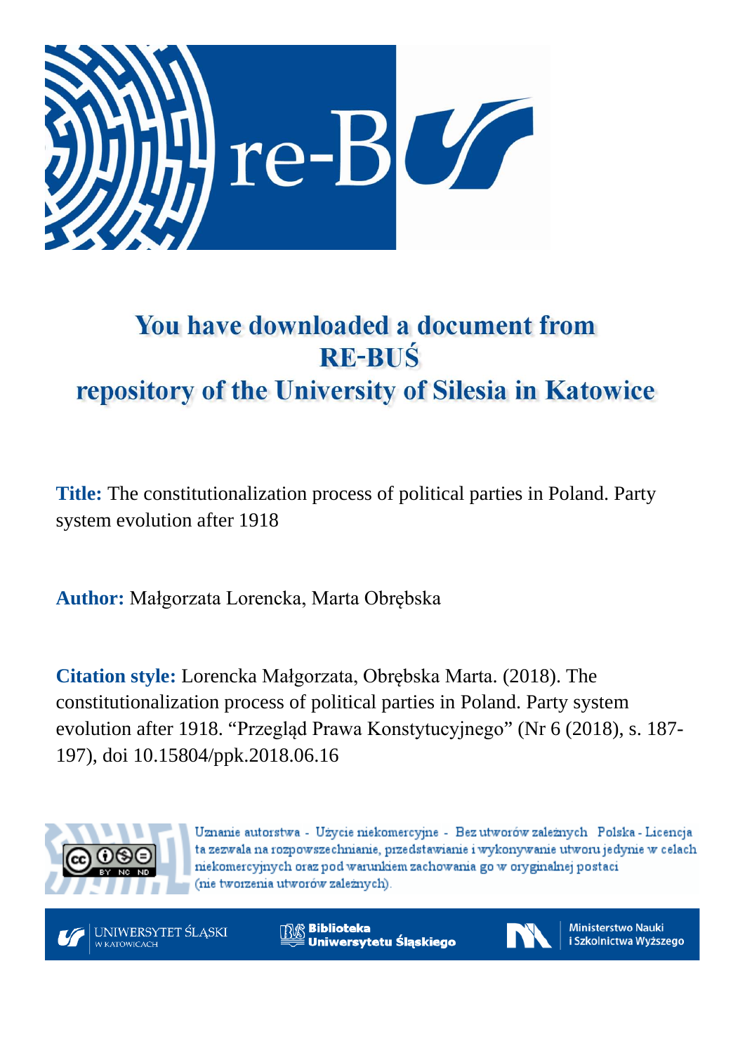# You have downloaded a document from RE-BUŚ repository of the University of Silesia in Katowice

**Title:** The constitutionalization process of political parties in Poland. Party system evolution after 1918

**Author:** Małgorzata Lorencka, Marta Obrębska

**Citation style:** Lorencka Małgorzata, Obrębska Marta. (2018). The constitutionalization process of political parties in Poland. Party system evolution after 1918. "Przegląd Prawa Konstytucyjnego" (Nr 6 (2018), s. 187-197), doi 10.15804/ppk.2018.06.16

Uznanie autorstwa - Użycie niekomercyjne - Bez utworów zależnych Polska - Licencja ta zezwala na rozpowszechnianie, przedstawianie i wykonywanie utworu jedynie w celach niekomercyjnych oraz pod warunkiem zachowania go w oryginalnej postaci (nie tworzenia utworów zależnych).

UNIWERSYTET ŚLĄSKI W KATOWICACH | Biblioteka Uniwersytetu Śląskiego | Ministerstwo Nauki i Szkolnictwa Wyższego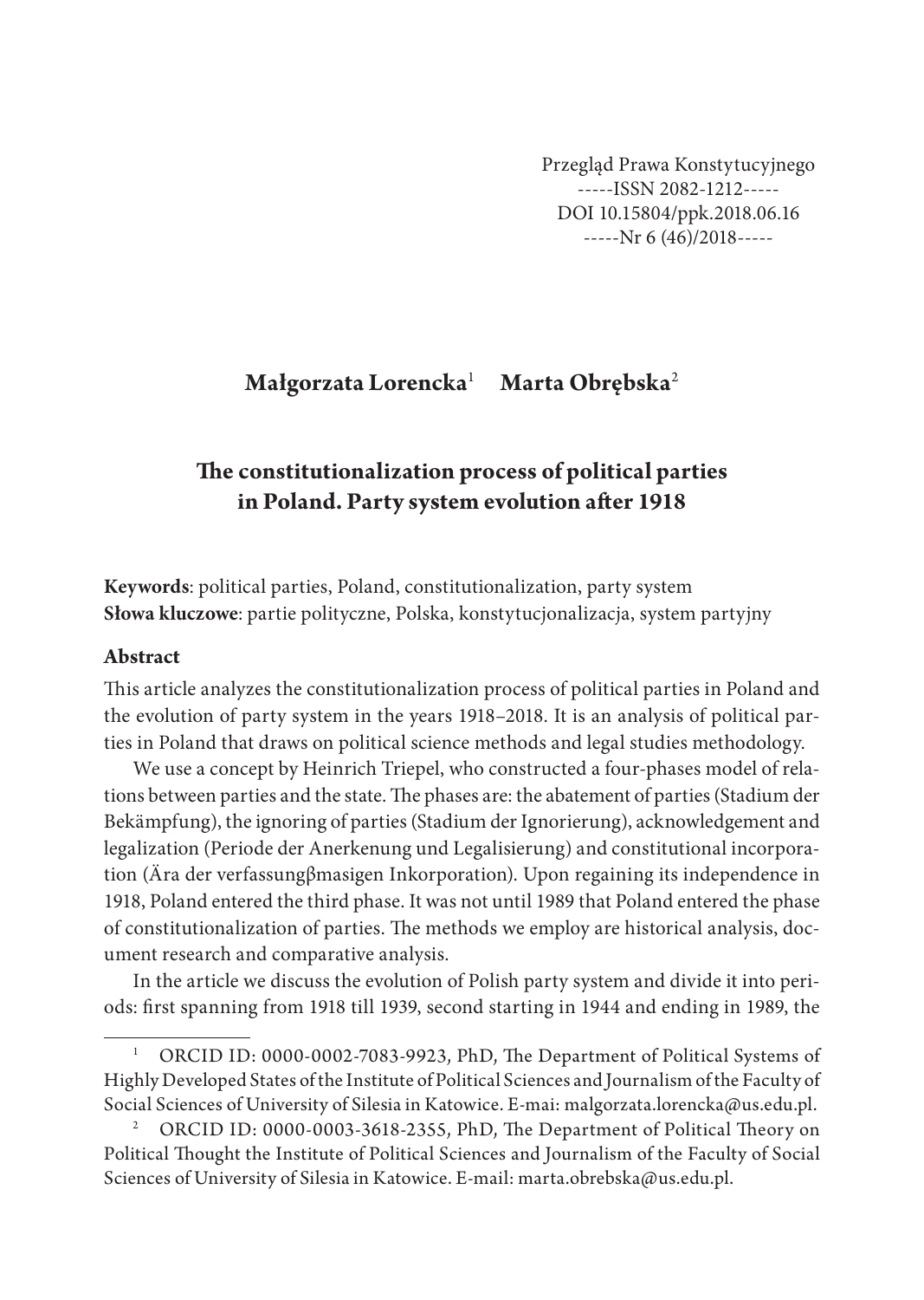Przegląd Prawa Konstytucyjnego
-----ISSN 2082-1212-----
DOI 10.15804/ppk.2018.06.16
-----Nr 6 (46)/2018-----

**Małgorzata Lorencka**[1] **Marta Obrębska**[2]

# The constitutionalization process of political parties in Poland. Party system evolution after 1918

**Keywords**: political parties, Poland, constitutionalization, party system
**Słowa kluczowe**: partie polityczne, Polska, konstytucjonalizacja, system partyjny

## Abstract

This article analyzes the constitutionalization process of political parties in Poland and the evolution of party system in the years 1918–2018. It is an analysis of political parties in Poland that draws on political science methods and legal studies methodology.

We use a concept by Heinrich Triepel, who constructed a four-phases model of relations between parties and the state. The phases are: the abatement of parties (Stadium der Bekämpfung), the ignoring of parties (Stadium der Ignorierung), acknowledgement and legalization (Periode der Anerkenung und Legalisierung) and constitutional incorporation (Ära der verfassungβmasigen Inkorporation). Upon regaining its independence in 1918, Poland entered the third phase. It was not until 1989 that Poland entered the phase of constitutionalization of parties. The methods we employ are historical analysis, document research and comparative analysis.

In the article we discuss the evolution of Polish party system and divide it into periods: first spanning from 1918 till 1939, second starting in 1944 and ending in 1989, the

---

[1] ORCID ID: 0000-0002-7083-9923, PhD, The Department of Political Systems of Highly Developed States of the Institute of Political Sciences and Journalism of the Faculty of Social Sciences of University of Silesia in Katowice. E-mai: malgorzata.lorencka@us.edu.pl.

[2] ORCID ID: 0000-0003-3618-2355, PhD, The Department of Political Theory on Political Thought the Institute of Political Sciences and Journalism of the Faculty of Social Sciences of University of Silesia in Katowice. E-mail: marta.obrebska@us.edu.pl.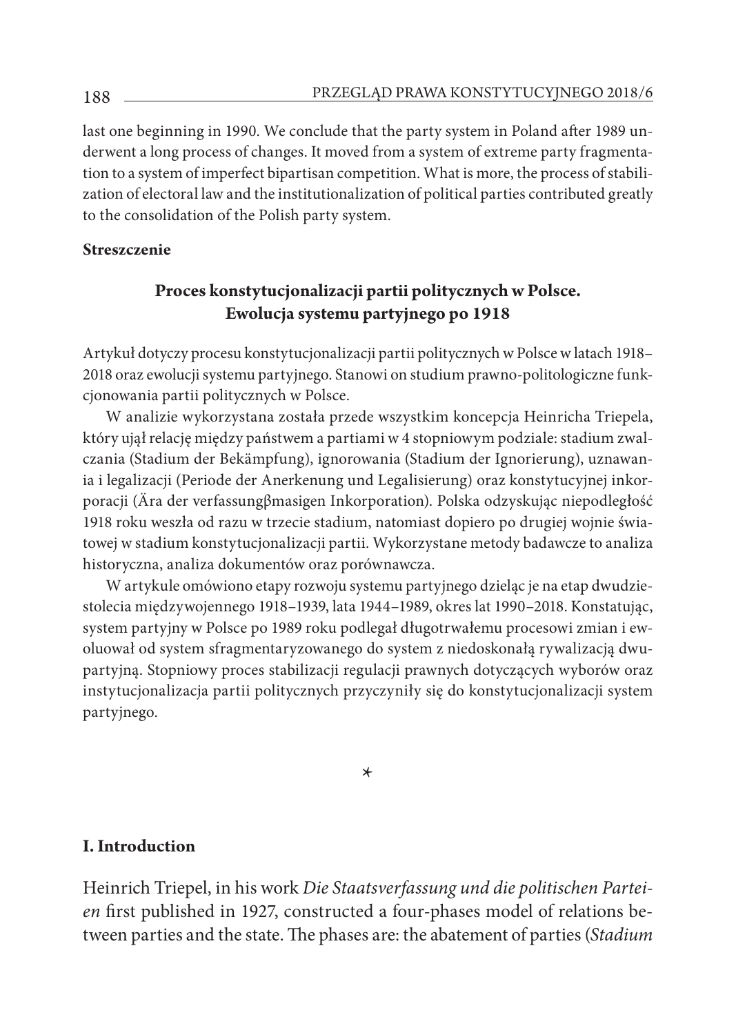last one beginning in 1990. We conclude that the party system in Poland after 1989 underwent a long process of changes. It moved from a system of extreme party fragmentation to a system of imperfect bipartisan competition. What is more, the process of stabilization of electoral law and the institutionalization of political parties contributed greatly to the consolidation of the Polish party system.

**Streszczenie**

**Proces konstytucjonalizacji partii politycznych w Polsce. Ewolucja systemu partyjnego po 1918**

Artykuł dotyczy procesu konstytucjonalizacji partii politycznych w Polsce w latach 1918–2018 oraz ewolucji systemu partyjnego. Stanowi on studium prawno-politologiczne funkcjonowania partii politycznych w Polsce.

W analizie wykorzystana została przede wszystkim koncepcja Heinricha Triepela, który ujął relację między państwem a partiami w 4 stopniowym podziale: stadium zwalczania (Stadium der Bekämpfung), ignorowania (Stadium der Ignorierung), uznawania i legalizacji (Periode der Anerkenung und Legalisierung) oraz konstytucyjnej inkorporacji (Ära der verfassungβmasigen Inkorporation). Polska odzyskując niepodległość 1918 roku weszła od razu w trzecie stadium, natomiast dopiero po drugiej wojnie światowej w stadium konstytucjonalizacji partii. Wykorzystane metody badawcze to analiza historyczna, analiza dokumentów oraz porównawcza.

W artykule omówiono etapy rozwoju systemu partyjnego dzieląc je na etap dwudziestolecia międzywojennego 1918–1939, lata 1944–1989, okres lat 1990–2018. Konstatując, system partyjny w Polsce po 1989 roku podlegał długotrwałemu procesowi zmian i ewoluował od system sfragmentaryzowanego do system z niedoskonałą rywalizacją dwupartyjną. Stopniowy proces stabilizacji regulacji prawnych dotyczących wyborów oraz instytucjonalizacja partii politycznych przyczyniły się do konstytucjonalizacji system partyjnego.

*

## I. Introduction

Heinrich Triepel, in his work *Die Staatsverfassung und die politischen Parteien* first published in 1927, constructed a four-phases model of relations between parties and the state. The phases are: the abatement of parties (*Stadium*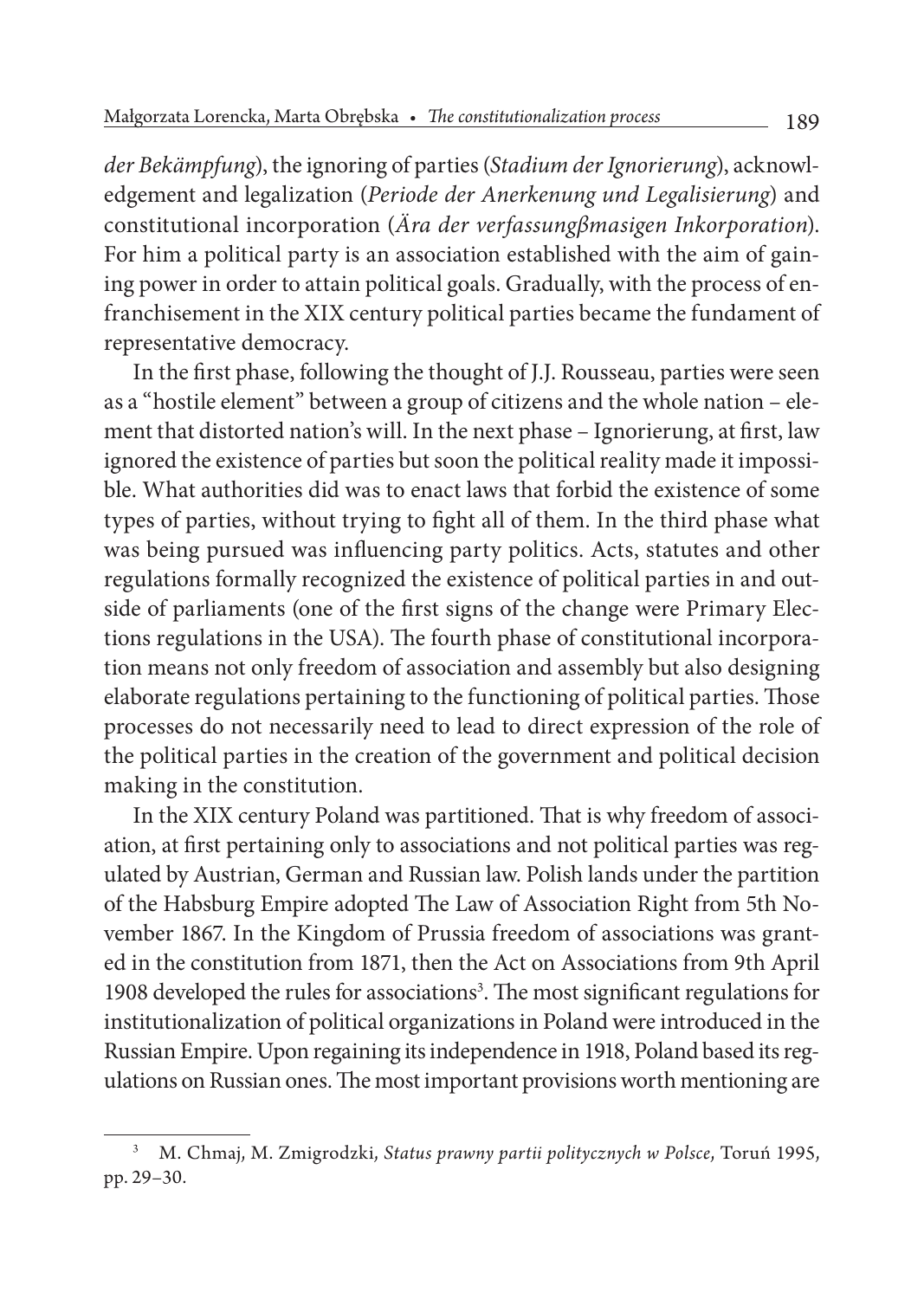*der Bekämpfung*), the ignoring of parties (*Stadium der Ignorierung*), acknowledgement and legalization (*Periode der Anerkenung und Legalisierung*) and constitutional incorporation (*Ära der verfassungβmasigen Inkorporation*). For him a political party is an association established with the aim of gaining power in order to attain political goals. Gradually, with the process of enfranchisement in the XIX century political parties became the fundament of representative democracy.

In the first phase, following the thought of J.J. Rousseau, parties were seen as a "hostile element" between a group of citizens and the whole nation – element that distorted nation's will. In the next phase – Ignorierung, at first, law ignored the existence of parties but soon the political reality made it impossible. What authorities did was to enact laws that forbid the existence of some types of parties, without trying to fight all of them. In the third phase what was being pursued was influencing party politics. Acts, statutes and other regulations formally recognized the existence of political parties in and outside of parliaments (one of the first signs of the change were Primary Elections regulations in the USA). The fourth phase of constitutional incorporation means not only freedom of association and assembly but also designing elaborate regulations pertaining to the functioning of political parties. Those processes do not necessarily need to lead to direct expression of the role of the political parties in the creation of the government and political decision making in the constitution.

In the XIX century Poland was partitioned. That is why freedom of association, at first pertaining only to associations and not political parties was regulated by Austrian, German and Russian law. Polish lands under the partition of the Habsburg Empire adopted The Law of Association Right from 5th November 1867. In the Kingdom of Prussia freedom of associations was granted in the constitution from 1871, then the Act on Associations from 9th April 1908 developed the rules for associations[3]. The most significant regulations for institutionalization of political organizations in Poland were introduced in the Russian Empire. Upon regaining its independence in 1918, Poland based its regulations on Russian ones. The most important provisions worth mentioning are

[3] M. Chmaj, M. Zmigrodzki, *Status prawny partii politycznych w Polsce*, Toruń 1995, pp. 29–30.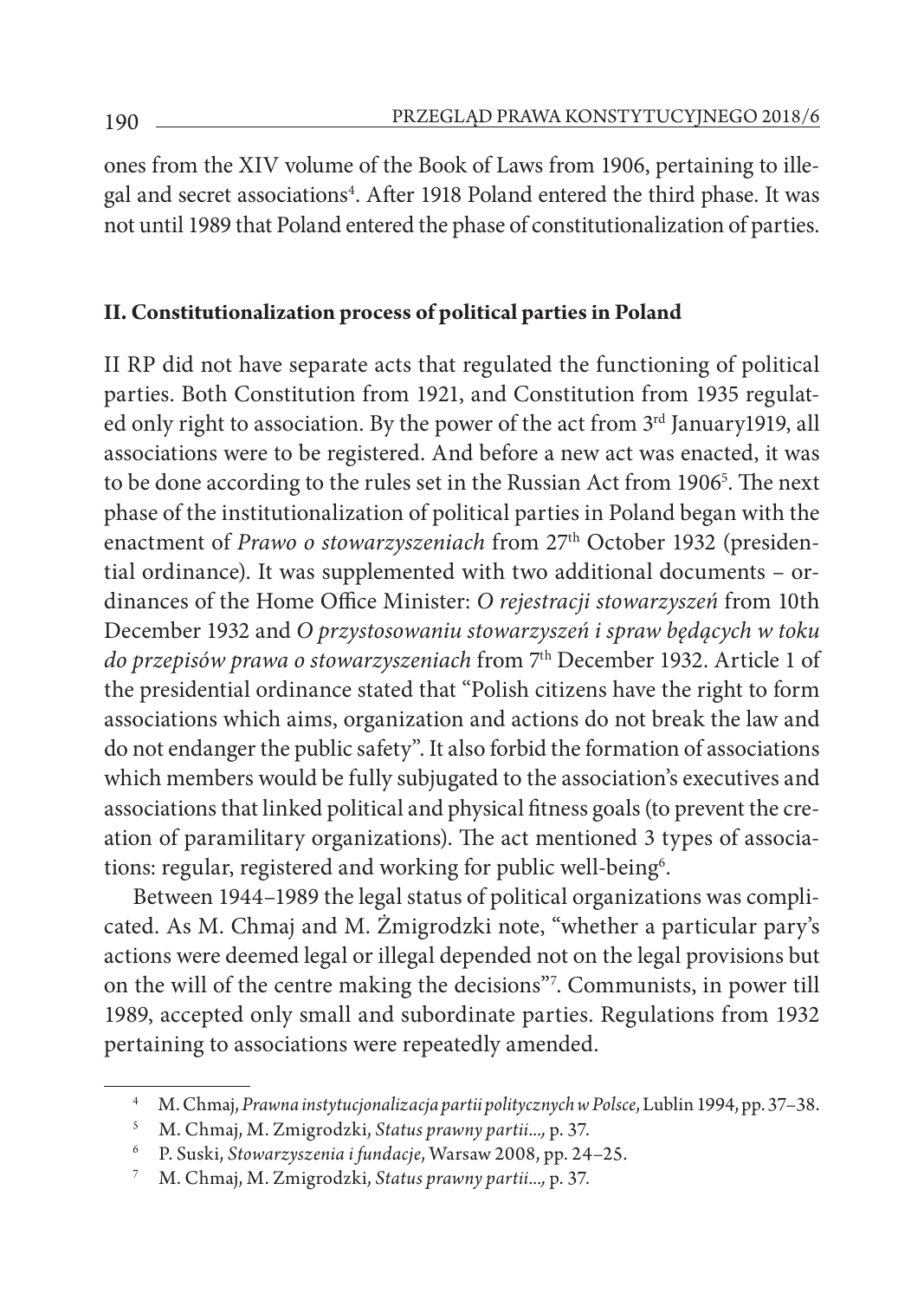ones from the XIV volume of the Book of Laws from 1906, pertaining to illegal and secret associations[4]. After 1918 Poland entered the third phase. It was not until 1989 that Poland entered the phase of constitutionalization of parties.

## II. Constitutionalization process of political parties in Poland

II RP did not have separate acts that regulated the functioning of political parties. Both Constitution from 1921, and Constitution from 1935 regulated only right to association. By the power of the act from 3rd January1919, all associations were to be registered. And before a new act was enacted, it was to be done according to the rules set in the Russian Act from 1906[5]. The next phase of the institutionalization of political parties in Poland began with the enactment of *Prawo o stowarzyszeniach* from 27th October 1932 (presidential ordinance). It was supplemented with two additional documents – ordinances of the Home Office Minister: *O rejestracji stowarzyszeń* from 10th December 1932 and *O przystosowaniu stowarzyszeń i spraw będących w toku do przepisów prawa o stowarzyszeniach* from 7th December 1932. Article 1 of the presidential ordinance stated that "Polish citizens have the right to form associations which aims, organization and actions do not break the law and do not endanger the public safety". It also forbid the formation of associations which members would be fully subjugated to the association's executives and associations that linked political and physical fitness goals (to prevent the creation of paramilitary organizations). The act mentioned 3 types of associations: regular, registered and working for public well-being[6].

Between 1944–1989 the legal status of political organizations was complicated. As M. Chmaj and M. Żmigrodzki note, "whether a particular pary's actions were deemed legal or illegal depended not on the legal provisions but on the will of the centre making the decisions"[7]. Communists, in power till 1989, accepted only small and subordinate parties. Regulations from 1932 pertaining to associations were repeatedly amended.

[4] M. Chmaj, *Prawna instytucjonalizacja partii politycznych w Polsce*, Lublin 1994, pp. 37–38.

[5] M. Chmaj, M. Zmigrodzki, *Status prawny partii...*, p. 37.

[6] P. Suski, *Stowarzyszenia i fundacje*, Warsaw 2008, pp. 24–25.

[7] M. Chmaj, M. Zmigrodzki, *Status prawny partii...*, p. 37.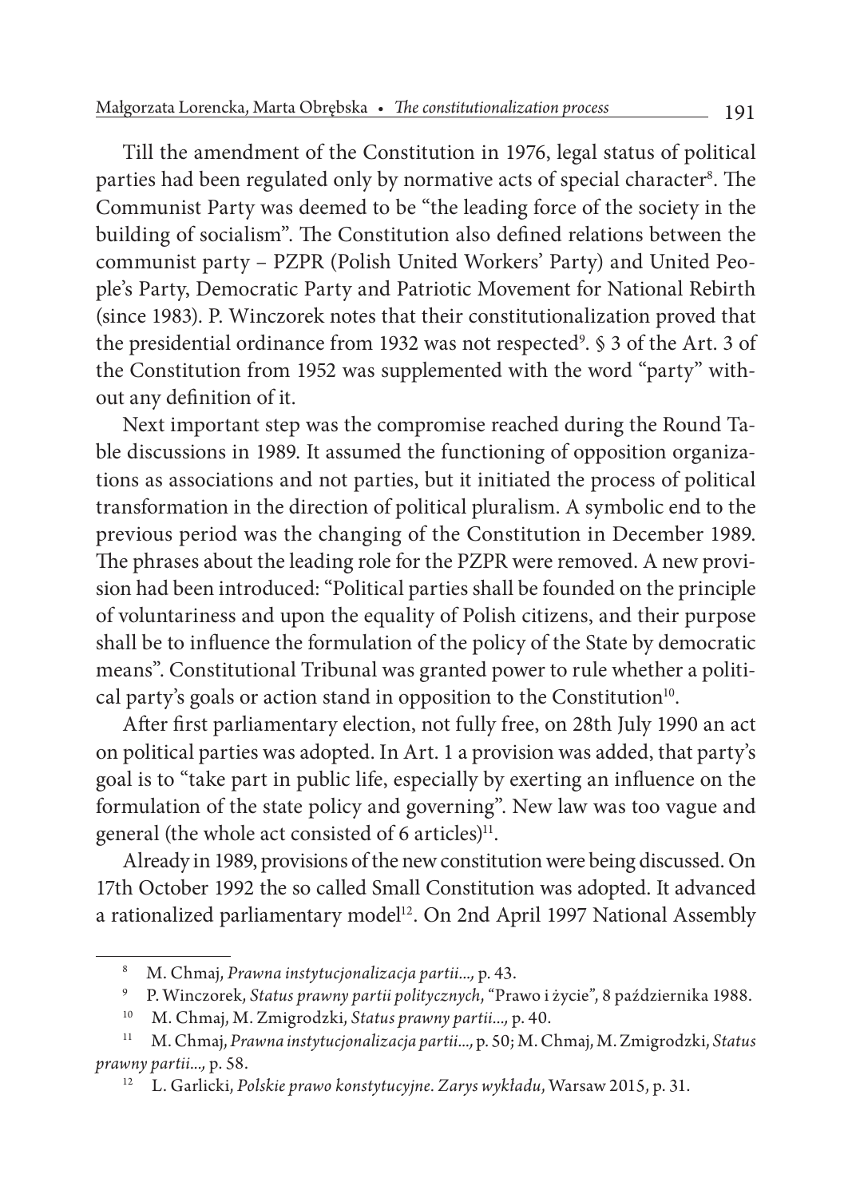Till the amendment of the Constitution in 1976, legal status of political parties had been regulated only by normative acts of special character[8]. The Communist Party was deemed to be "the leading force of the society in the building of socialism". The Constitution also defined relations between the communist party – PZPR (Polish United Workers' Party) and United People's Party, Democratic Party and Patriotic Movement for National Rebirth (since 1983). P. Winczorek notes that their constitutionalization proved that the presidential ordinance from 1932 was not respected[9]. § 3 of the Art. 3 of the Constitution from 1952 was supplemented with the word "party" without any definition of it.

Next important step was the compromise reached during the Round Table discussions in 1989. It assumed the functioning of opposition organizations as associations and not parties, but it initiated the process of political transformation in the direction of political pluralism. A symbolic end to the previous period was the changing of the Constitution in December 1989. The phrases about the leading role for the PZPR were removed. A new provision had been introduced: "Political parties shall be founded on the principle of voluntariness and upon the equality of Polish citizens, and their purpose shall be to influence the formulation of the policy of the State by democratic means". Constitutional Tribunal was granted power to rule whether a political party's goals or action stand in opposition to the Constitution[10].

After first parliamentary election, not fully free, on 28th July 1990 an act on political parties was adopted. In Art. 1 a provision was added, that party's goal is to "take part in public life, especially by exerting an influence on the formulation of the state policy and governing". New law was too vague and general (the whole act consisted of 6 articles)[11].

Already in 1989, provisions of the new constitution were being discussed. On 17th October 1992 the so called Small Constitution was adopted. It advanced a rationalized parliamentary model[12]. On 2nd April 1997 National Assembly

---

[8] M. Chmaj, *Prawna instytucjonalizacja partii...*, p. 43.

[9] P. Winczorek, *Status prawny partii politycznych*, "Prawo i życie", 8 października 1988.

[10] M. Chmaj, M. Zmigrodzki, *Status prawny partii...*, p. 40.

[11] M. Chmaj, *Prawna instytucjonalizacja partii...*, p. 50; M. Chmaj, M. Zmigrodzki, *Status prawny partii...*, p. 58.

[12] L. Garlicki, *Polskie prawo konstytucyjne. Zarys wykładu*, Warsaw 2015, p. 31.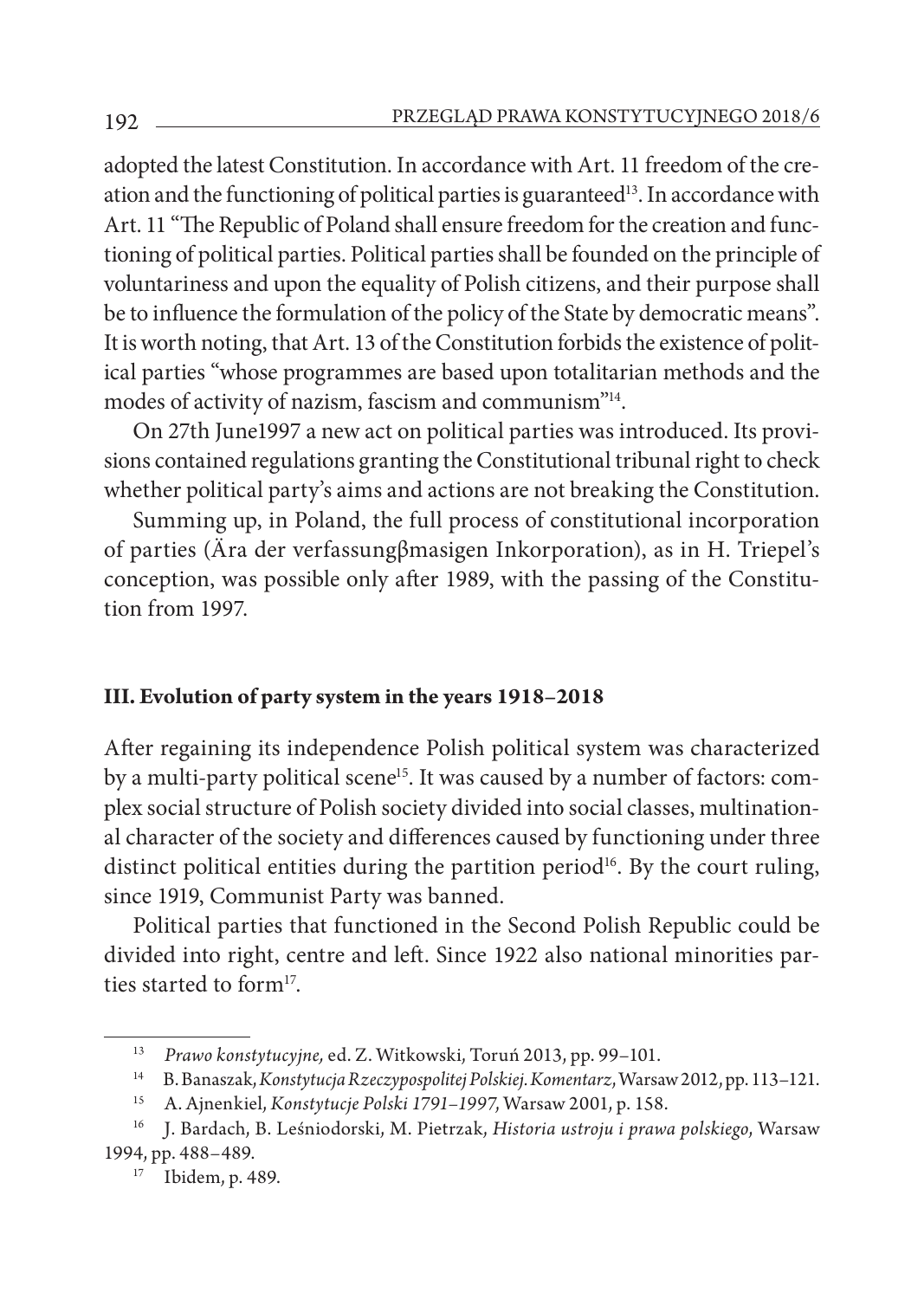adopted the latest Constitution. In accordance with Art. 11 freedom of the creation and the functioning of political parties is guaranteed[13]. In accordance with Art. 11 "The Republic of Poland shall ensure freedom for the creation and functioning of political parties. Political parties shall be founded on the principle of voluntariness and upon the equality of Polish citizens, and their purpose shall be to influence the formulation of the policy of the State by democratic means". It is worth noting, that Art. 13 of the Constitution forbids the existence of political parties "whose programmes are based upon totalitarian methods and the modes of activity of nazism, fascism and communism"[14].

On 27th June1997 a new act on political parties was introduced. Its provisions contained regulations granting the Constitutional tribunal right to check whether political party's aims and actions are not breaking the Constitution.

Summing up, in Poland, the full process of constitutional incorporation of parties (Ära der verfassungβmasigen Inkorporation), as in H. Triepel's conception, was possible only after 1989, with the passing of the Constitution from 1997.

### III. Evolution of party system in the years 1918–2018

After regaining its independence Polish political system was characterized by a multi-party political scene[15]. It was caused by a number of factors: complex social structure of Polish society divided into social classes, multinational character of the society and differences caused by functioning under three distinct political entities during the partition period[16]. By the court ruling, since 1919, Communist Party was banned.

Political parties that functioned in the Second Polish Republic could be divided into right, centre and left. Since 1922 also national minorities parties started to form[17].

---

[13] *Prawo konstytucyjne,* ed. Z. Witkowski, Toruń 2013, pp. 99–101.

[14] B. Banaszak, *Konstytucja Rzeczypospolitej Polskiej. Komentarz*, Warsaw 2012, pp. 113–121.

[15] A. Ajnenkiel, *Konstytucje Polski 1791–1997*, Warsaw 2001, p. 158.

[16] J. Bardach, B. Leśniodorski, M. Pietrzak, *Historia ustroju i prawa polskiego*, Warsaw 1994, pp. 488–489.

[17] Ibidem, p. 489.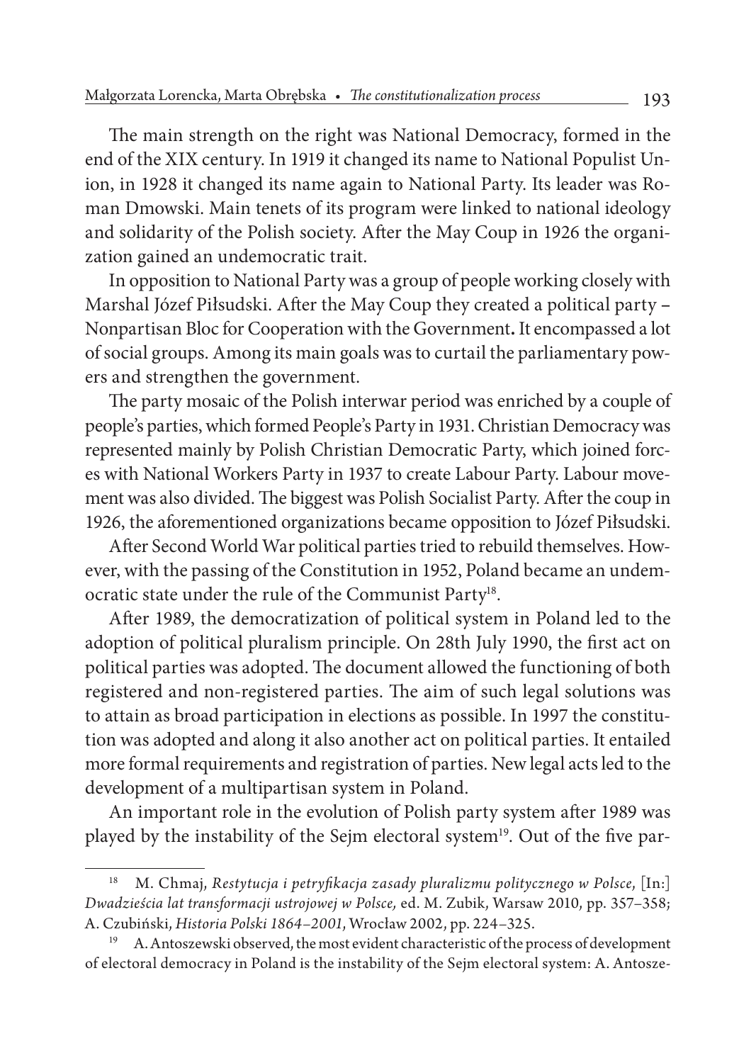The main strength on the right was National Democracy, formed in the end of the XIX century. In 1919 it changed its name to National Populist Union, in 1928 it changed its name again to National Party. Its leader was Roman Dmowski. Main tenets of its program were linked to national ideology and solidarity of the Polish society. After the May Coup in 1926 the organization gained an undemocratic trait.

In opposition to National Party was a group of people working closely with Marshal Józef Piłsudski. After the May Coup they created a political party – Nonpartisan Bloc for Cooperation with the Government**.** It encompassed a lot of social groups. Among its main goals was to curtail the parliamentary powers and strengthen the government.

The party mosaic of the Polish interwar period was enriched by a couple of people's parties, which formed People's Party in 1931. Christian Democracy was represented mainly by Polish Christian Democratic Party, which joined forces with National Workers Party in 1937 to create Labour Party. Labour movement was also divided. The biggest was Polish Socialist Party. After the coup in 1926, the aforementioned organizations became opposition to Józef Piłsudski.

After Second World War political parties tried to rebuild themselves. However, with the passing of the Constitution in 1952, Poland became an undemocratic state under the rule of the Communist Party[18].

After 1989, the democratization of political system in Poland led to the adoption of political pluralism principle. On 28th July 1990, the first act on political parties was adopted. The document allowed the functioning of both registered and non-registered parties. The aim of such legal solutions was to attain as broad participation in elections as possible. In 1997 the constitution was adopted and along it also another act on political parties. It entailed more formal requirements and registration of parties. New legal acts led to the development of a multipartisan system in Poland.

An important role in the evolution of Polish party system after 1989 was played by the instability of the Sejm electoral system[19]. Out of the five par-

---

[18] M. Chmaj, *Restytucja i petryfikacja zasady pluralizmu politycznego w Polsce*, [In:] *Dwadzieścia lat transformacji ustrojowej w Polsce,* ed. M. Zubik, Warsaw 2010, pp. 357–358; A. Czubiński, *Historia Polski 1864–2001*, Wrocław 2002, pp. 224–325.

[19] A. Antoszewski observed, the most evident characteristic of the process of development of electoral democracy in Poland is the instability of the Sejm electoral system: A. Antosze-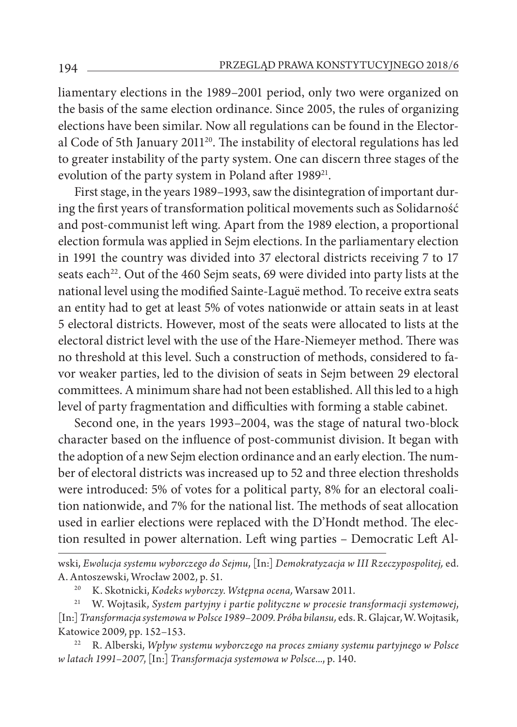liamentary elections in the 1989–2001 period, only two were organized on the basis of the same election ordinance. Since 2005, the rules of organizing elections have been similar. Now all regulations can be found in the Electoral Code of 5th January 2011[20]. The instability of electoral regulations has led to greater instability of the party system. One can discern three stages of the evolution of the party system in Poland after 1989[21].

First stage, in the years 1989–1993, saw the disintegration of important during the first years of transformation political movements such as Solidarność and post-communist left wing. Apart from the 1989 election, a proportional election formula was applied in Sejm elections. In the parliamentary election in 1991 the country was divided into 37 electoral districts receiving 7 to 17 seats each[22]. Out of the 460 Sejm seats, 69 were divided into party lists at the national level using the modified Sainte-Laguë method. To receive extra seats an entity had to get at least 5% of votes nationwide or attain seats in at least 5 electoral districts. However, most of the seats were allocated to lists at the electoral district level with the use of the Hare-Niemeyer method. There was no threshold at this level. Such a construction of methods, considered to favor weaker parties, led to the division of seats in Sejm between 29 electoral committees. A minimum share had not been established. All this led to a high level of party fragmentation and difficulties with forming a stable cabinet.

Second one, in the years 1993–2004, was the stage of natural two-block character based on the influence of post-communist division. It began with the adoption of a new Sejm election ordinance and an early election. The number of electoral districts was increased up to 52 and three election thresholds were introduced: 5% of votes for a political party, 8% for an electoral coalition nationwide, and 7% for the national list. The methods of seat allocation used in earlier elections were replaced with the D'Hondt method. The election resulted in power alternation. Left wing parties – Democratic Left Al-

---

wski, *Ewolucja systemu wyborczego do Sejmu*, [In:] *Demokratyzacja w III Rzeczypospolitej*, ed. A. Antoszewski, Wrocław 2002, p. 51.

[20] K. Skotnicki, *Kodeks wyborczy. Wstępna ocena*, Warsaw 2011.

[21] W. Wojtasik, *System partyjny i partie polityczne w procesie transformacji systemowej*, [In:] *Transformacja systemowa w Polsce 1989–2009. Próba bilansu*, eds. R. Glajcar, W. Wojtasik, Katowice 2009, pp. 152–153.

[22] R. Alberski, *Wpływ systemu wyborczego na proces zmiany systemu partyjnego w Polsce w latach 1991–2007*, [In:] *Transformacja systemowa w Polsce...*, p. 140.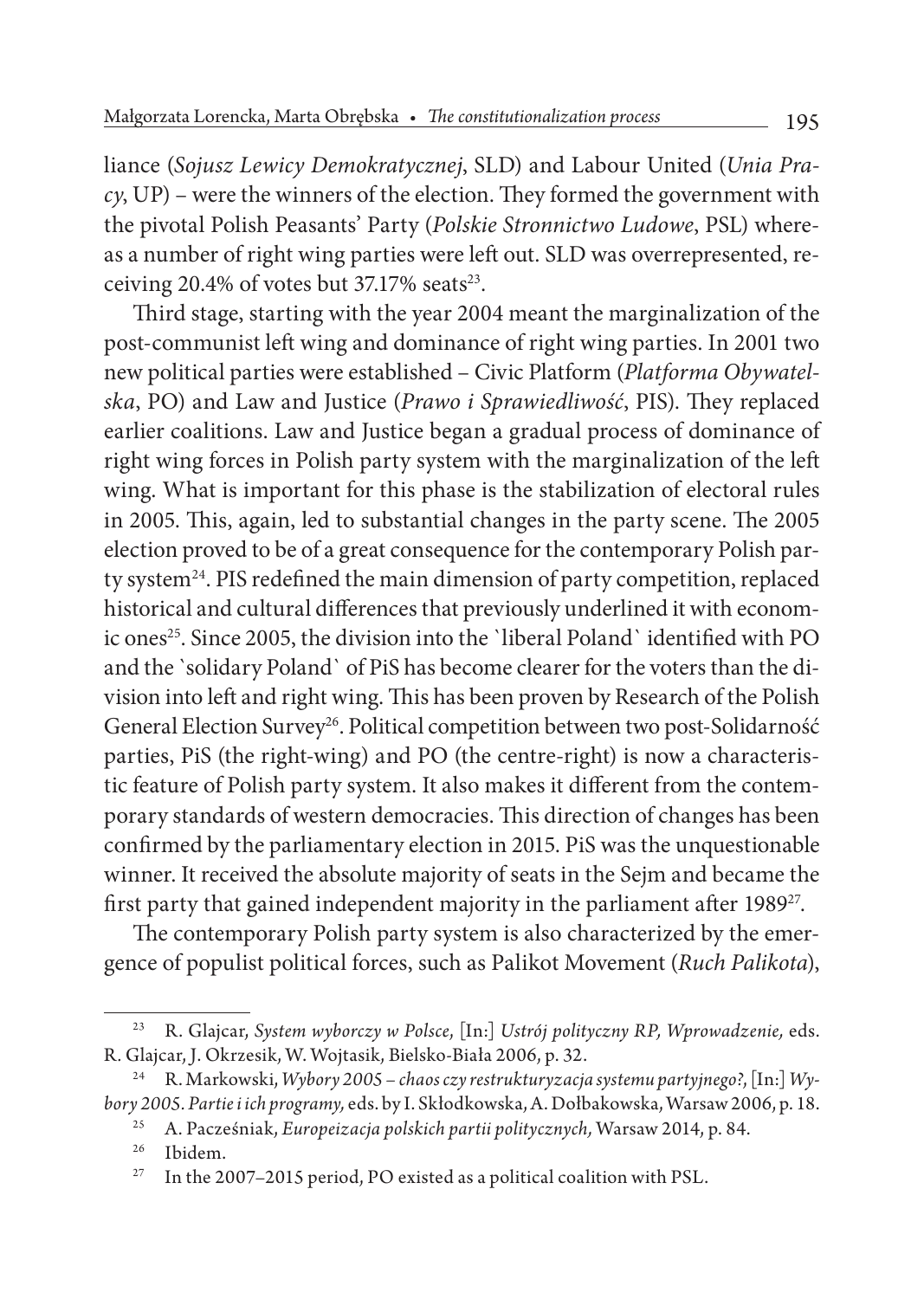liance (*Sojusz Lewicy Demokratycznej*, SLD) and Labour United (*Unia Pracy*, UP) – were the winners of the election. They formed the government with the pivotal Polish Peasants' Party (*Polskie Stronnictwo Ludowe*, PSL) whereas a number of right wing parties were left out. SLD was overrepresented, receiving 20.4% of votes but 37.17% seats[23].

Third stage, starting with the year 2004 meant the marginalization of the post-communist left wing and dominance of right wing parties. In 2001 two new political parties were established – Civic Platform (*Platforma Obywatelska*, PO) and Law and Justice (*Prawo i Sprawiedliwość*, PIS). They replaced earlier coalitions. Law and Justice began a gradual process of dominance of right wing forces in Polish party system with the marginalization of the left wing. What is important for this phase is the stabilization of electoral rules in 2005. This, again, led to substantial changes in the party scene. The 2005 election proved to be of a great consequence for the contemporary Polish party system[24]. PIS redefined the main dimension of party competition, replaced historical and cultural differences that previously underlined it with economic ones[25]. Since 2005, the division into the `liberal Poland` identified with PO and the `solidary Poland` of PiS has become clearer for the voters than the division into left and right wing. This has been proven by Research of the Polish General Election Survey[26]. Political competition between two post-Solidarność parties, PiS (the right-wing) and PO (the centre-right) is now a characteristic feature of Polish party system. It also makes it different from the contemporary standards of western democracies. This direction of changes has been confirmed by the parliamentary election in 2015. PiS was the unquestionable winner. It received the absolute majority of seats in the Sejm and became the first party that gained independent majority in the parliament after 1989[27].

The contemporary Polish party system is also characterized by the emergence of populist political forces, such as Palikot Movement (*Ruch Palikota*),

---

[23] R. Glajcar, *System wyborczy w Polsce*, [In:] *Ustrój polityczny RP, Wprowadzenie,* eds. R. Glajcar, J. Okrzesik, W. Wojtasik, Bielsko-Biała 2006, p. 32.

[24] R. Markowski, *Wybory 2005 – chaos czy restrukturyzacja systemu partyjnego?*, [In:] *Wybory 2005. Partie i ich programy,* eds. by I. Skłodkowska, A. Dołbakowska, Warsaw 2006, p. 18.

[25] A. Pacześniak, *Europeizacja polskich partii politycznych,* Warsaw 2014, p. 84.

[26] Ibidem.

[27] In the 2007–2015 period, PO existed as a political coalition with PSL.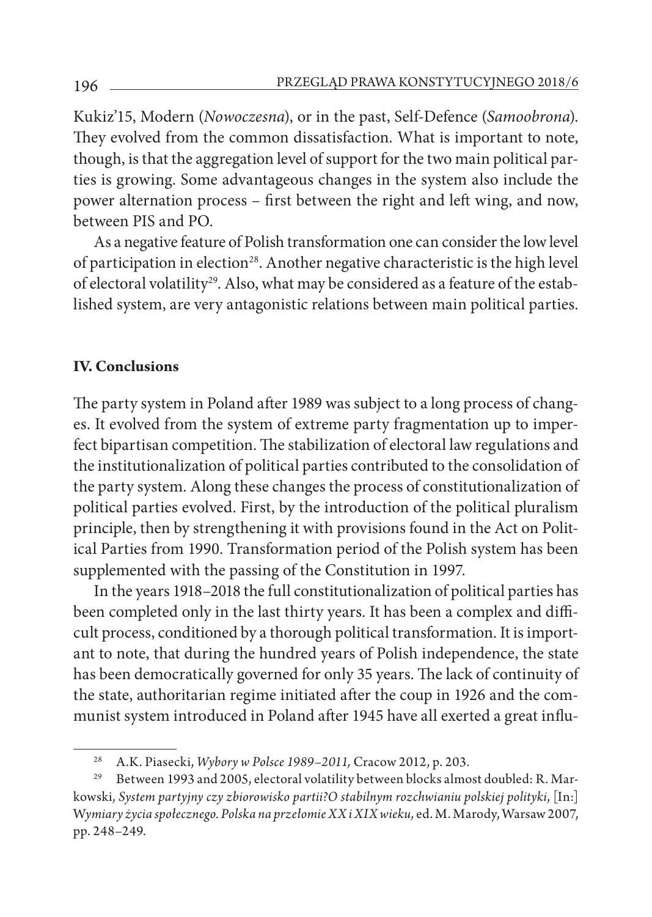Kukiz'15, Modern (*Nowoczesna*), or in the past, Self-Defence (*Samoobrona*). They evolved from the common dissatisfaction. What is important to note, though, is that the aggregation level of support for the two main political parties is growing. Some advantageous changes in the system also include the power alternation process – first between the right and left wing, and now, between PIS and PO.

As a negative feature of Polish transformation one can consider the low level of participation in election[28]. Another negative characteristic is the high level of electoral volatility[29]. Also, what may be considered as a feature of the established system, are very antagonistic relations between main political parties.

## IV. Conclusions

The party system in Poland after 1989 was subject to a long process of changes. It evolved from the system of extreme party fragmentation up to imperfect bipartisan competition. The stabilization of electoral law regulations and the institutionalization of political parties contributed to the consolidation of the party system. Along these changes the process of constitutionalization of political parties evolved. First, by the introduction of the political pluralism principle, then by strengthening it with provisions found in the Act on Political Parties from 1990. Transformation period of the Polish system has been supplemented with the passing of the Constitution in 1997.

In the years 1918–2018 the full constitutionalization of political parties has been completed only in the last thirty years. It has been a complex and difficult process, conditioned by a thorough political transformation. It is important to note, that during the hundred years of Polish independence, the state has been democratically governed for only 35 years. The lack of continuity of the state, authoritarian regime initiated after the coup in 1926 and the communist system introduced in Poland after 1945 have all exerted a great influ-

---

[28] A.K. Piasecki, *Wybory w Polsce 1989–2011,* Cracow 2012, p. 203.

[29] Between 1993 and 2005, electoral volatility between blocks almost doubled: R. Markowski, *System partyjny czy zbiorowisko partii?O stabilnym rozchwianiu polskiej polityki*, [In:] *Wymiary życia społecznego. Polska na przełomie XX i XIX wieku,* ed. M. Marody, Warsaw 2007, pp. 248–249.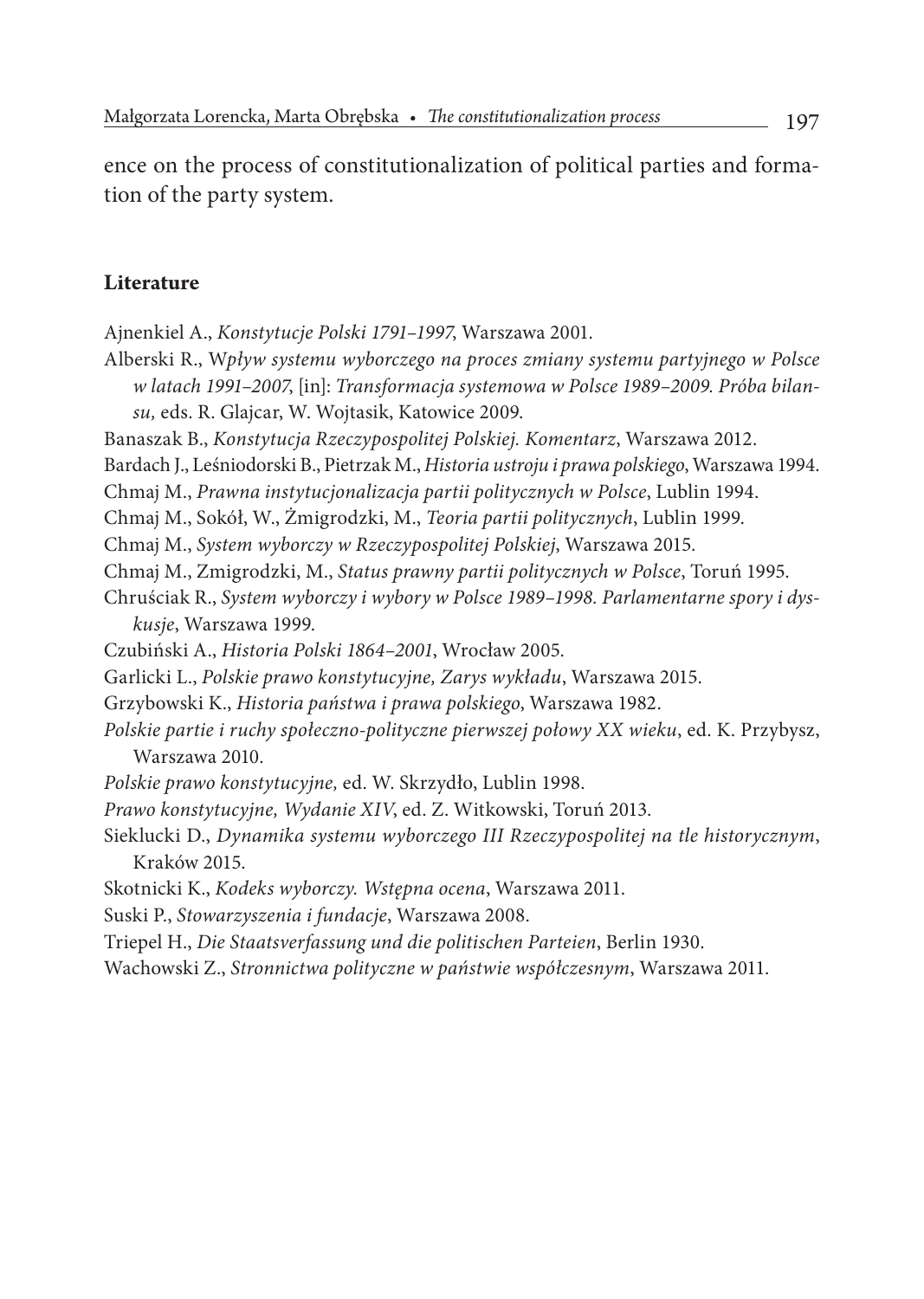ence on the process of constitutionalization of political parties and formation of the party system.

## Literature

Ajnenkiel A., *Konstytucje Polski 1791–1997*, Warszawa 2001.

Alberski R., W*pływ systemu wyborczego na proces zmiany systemu partyjnego w Polsce w latach 1991–2007*, [in]: *Transformacja systemowa w Polsce 1989–2009. Próba bilansu,* eds. R. Glajcar, W. Wojtasik, Katowice 2009.

Banaszak B., *Konstytucja Rzeczypospolitej Polskiej. Komentarz*, Warszawa 2012.

Bardach J., Leśniodorski B., Pietrzak M., *Historia ustroju i prawa polskiego*, Warszawa 1994.

Chmaj M., *Prawna instytucjonalizacja partii politycznych w Polsce*, Lublin 1994.

Chmaj M., Sokół, W., Żmigrodzki, M., *Teoria partii politycznych*, Lublin 1999.

Chmaj M., *System wyborczy w Rzeczypospolitej Polskiej*, Warszawa 2015.

Chmaj M., Zmigrodzki, M., *Status prawny partii politycznych w Polsce*, Toruń 1995.

Chruściak R., *System wyborczy i wybory w Polsce 1989–1998. Parlamentarne spory i dyskusje*, Warszawa 1999.

Czubiński A., *Historia Polski 1864–2001*, Wrocław 2005.

Garlicki L., *Polskie prawo konstytucyjne, Zarys wykładu*, Warszawa 2015.

Grzybowski K., *Historia państwa i prawa polskiego*, Warszawa 1982.

*Polskie partie i ruchy społeczno-polityczne pierwszej połowy XX wieku*, ed. K. Przybysz, Warszawa 2010.

*Polskie prawo konstytucyjne,* ed. W. Skrzydło, Lublin 1998.

*Prawo konstytucyjne, Wydanie XIV*, ed. Z. Witkowski, Toruń 2013.

Sieklucki D., *Dynamika systemu wyborczego III Rzeczypospolitej na tle historycznym*, Kraków 2015.

Skotnicki K., *Kodeks wyborczy. Wstępna ocena*, Warszawa 2011.

Suski P., *Stowarzyszenia i fundacje*, Warszawa 2008.

Triepel H., *Die Staatsverfassung und die politischen Parteien*, Berlin 1930.

Wachowski Z., *Stronnictwa polityczne w państwie współczesnym*, Warszawa 2011.